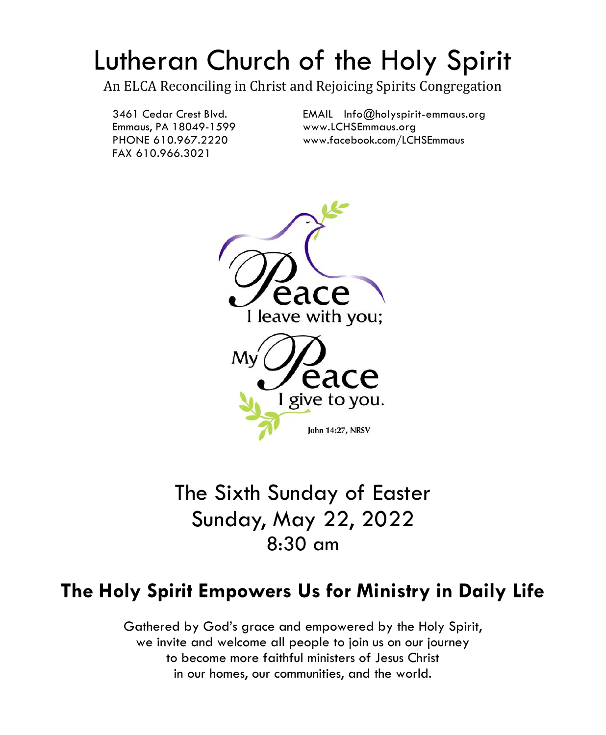# Lutheran Church of the Holy Spirit

An ELCA Reconciling in Christ and Rejoicing Spirits Congregation

3461 Cedar Crest Blvd.
Emmaus, PA 18049-1599
PHONE 610.967.2220
FAX 610.966.3021

EMAIL Info@holyspirit-emmaus.org
www.LCHSEmmaus.org
www.facebook.com/LCHSEmmaus

Peace I leave with you; My Peace I give to you.

John 14:27, NRSV

## The Sixth Sunday of Easter
## Sunday, May 22, 2022
## 8:30 am

## The Holy Spirit Empowers Us for Ministry in Daily Life

Gathered by God's grace and empowered by the Holy Spirit,
we invite and welcome all people to join us on our journey
to become more faithful ministers of Jesus Christ
in our homes, our communities, and the world.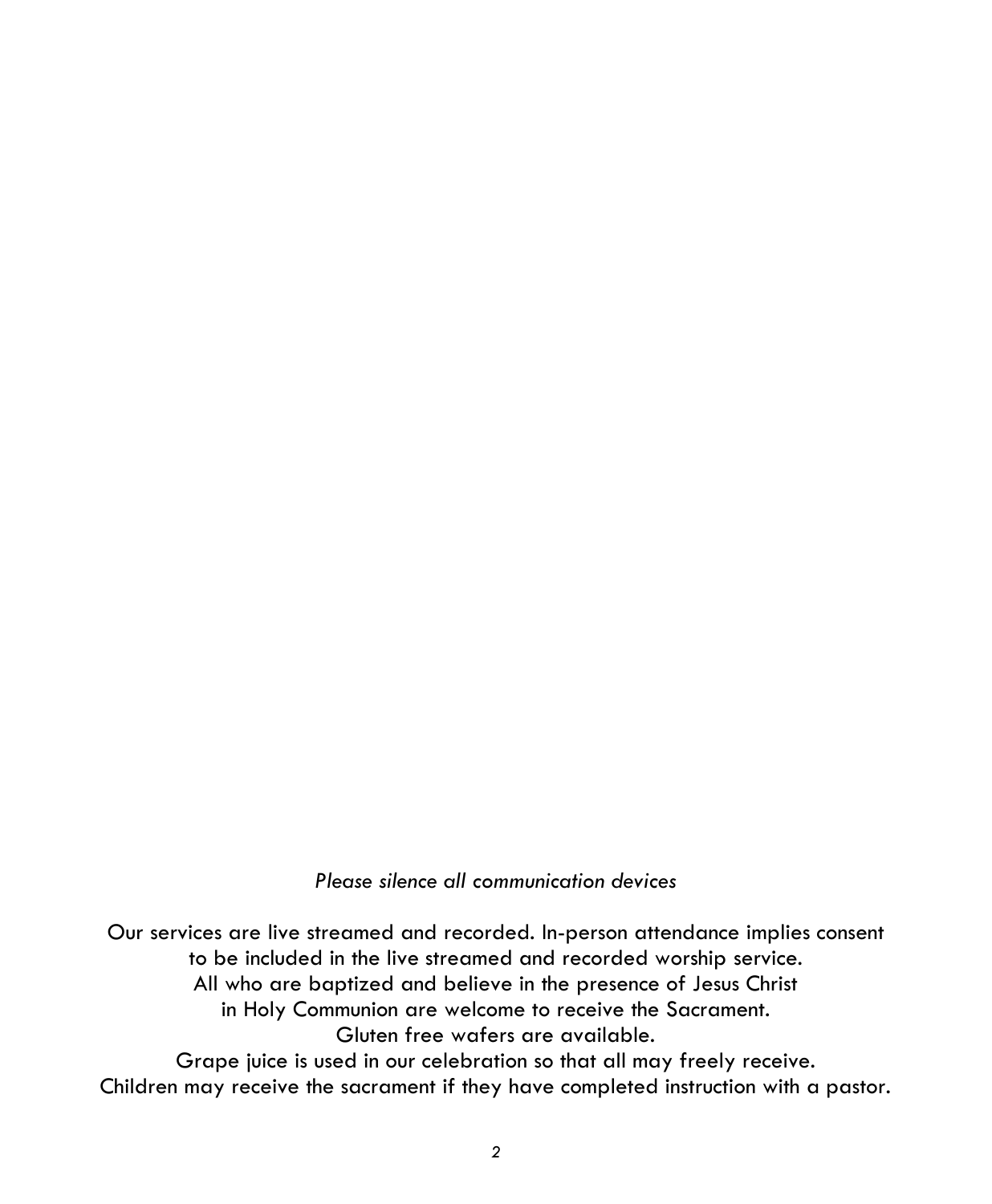*Please silence all communication devices*

Our services are live streamed and recorded. In-person attendance implies consent to be included in the live streamed and recorded worship service.
All who are baptized and believe in the presence of Jesus Christ in Holy Communion are welcome to receive the Sacrament.
Gluten free wafers are available.
Grape juice is used in our celebration so that all may freely receive.
Children may receive the sacrament if they have completed instruction with a pastor.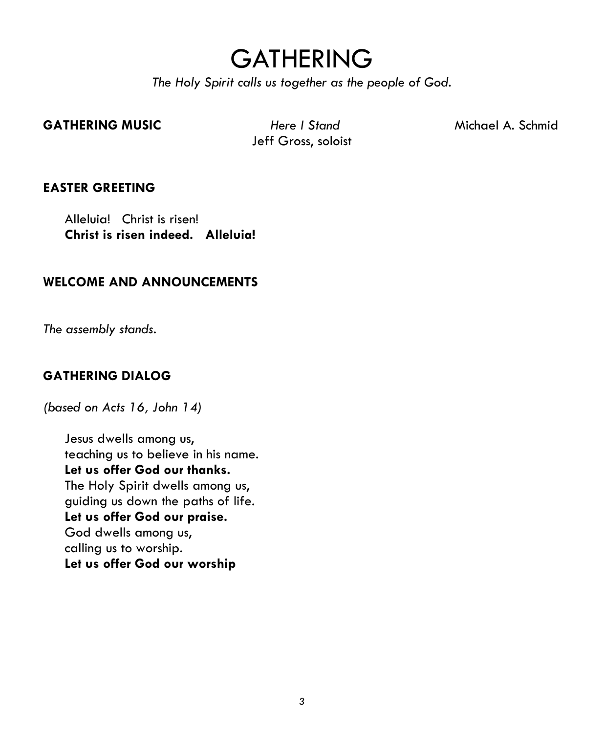# GATHERING

*The Holy Spirit calls us together as the people of God.*

**GATHERING MUSIC** *Here I Stand* Michael A. Schmid
Jeff Gross, soloist

**EASTER GREETING**

Alleluia! Christ is risen!
**Christ is risen indeed. Alleluia!**

**WELCOME AND ANNOUNCEMENTS**

*The assembly stands.*

**GATHERING DIALOG**

*(based on Acts 16, John 14)*

Jesus dwells among us,
teaching us to believe in his name.
**Let us offer God our thanks.**
The Holy Spirit dwells among us,
guiding us down the paths of life.
**Let us offer God our praise.**
God dwells among us,
calling us to worship.
**Let us offer God our worship**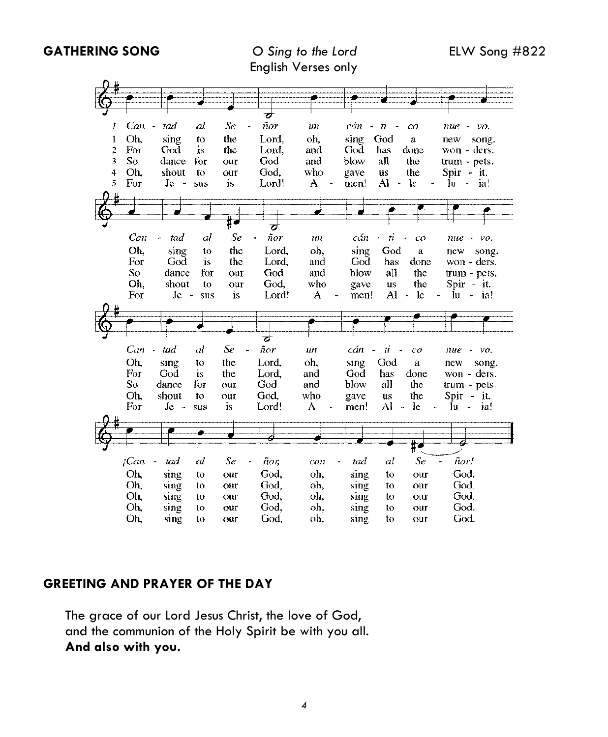**GATHERING SONG** *O Sing to the Lord* ELW Song #822

English Verses only

1 Oh, sing to the Lord, oh, sing God a new song.
Oh, sing to the Lord, oh, sing God a new song.
Oh, sing to the Lord, oh, sing God a new song.
Oh, sing to our God, oh, sing to our God.

2 For God is the Lord, and God has done wonders.
For God is the Lord, and God has done wonders.
For God is the Lord, and God has done wonders.
Oh, sing to our God, oh, sing to our God.

3 So dance for our God and blow all the trumpets.
So dance for our God and blow all the trumpets.
So dance for our God and blow all the trumpets.
Oh, sing to our God, oh, sing to our God.

4 Oh, shout to our God, who gave us the Spirit.
Oh, shout to our God, who gave us the Spirit.
Oh, shout to our God, who gave us the Spirit.
Oh, sing to our God, oh, sing to our God.

5 For Jesus is Lord! Amen! Alleluia!
For Jesus is Lord! Amen! Alleluia!
For Jesus is Lord! Amen! Alleluia!
Oh, sing to our God, oh, sing to our God.

## GREETING AND PRAYER OF THE DAY

The grace of our Lord Jesus Christ, the love of God, and the communion of the Holy Spirit be with you all.
**And also with you.**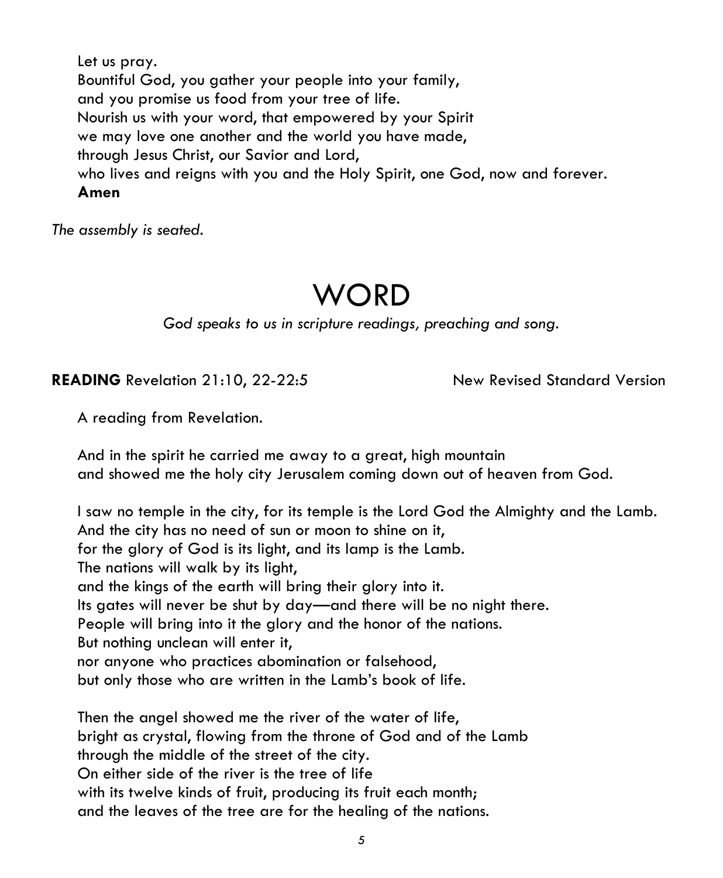Let us pray.
Bountiful God, you gather your people into your family,
and you promise us food from your tree of life.
Nourish us with your word, that empowered by your Spirit
we may love one another and the world you have made,
through Jesus Christ, our Savior and Lord,
who lives and reigns with you and the Holy Spirit, one God, now and forever.
**Amen**

*The assembly is seated.*

# WORD

*God speaks to us in scripture readings, preaching and song.*

**READING** Revelation 21:10, 22-22:5 New Revised Standard Version

A reading from Revelation.

And in the spirit he carried me away to a great, high mountain
and showed me the holy city Jerusalem coming down out of heaven from God.

I saw no temple in the city, for its temple is the Lord God the Almighty and the Lamb.
And the city has no need of sun or moon to shine on it,
for the glory of God is its light, and its lamp is the Lamb.
The nations will walk by its light,
and the kings of the earth will bring their glory into it.
Its gates will never be shut by day—and there will be no night there.
People will bring into it the glory and the honor of the nations.
But nothing unclean will enter it,
nor anyone who practices abomination or falsehood,
but only those who are written in the Lamb's book of life.

Then the angel showed me the river of the water of life,
bright as crystal, flowing from the throne of God and of the Lamb
through the middle of the street of the city.
On either side of the river is the tree of life
with its twelve kinds of fruit, producing its fruit each month;
and the leaves of the tree are for the healing of the nations.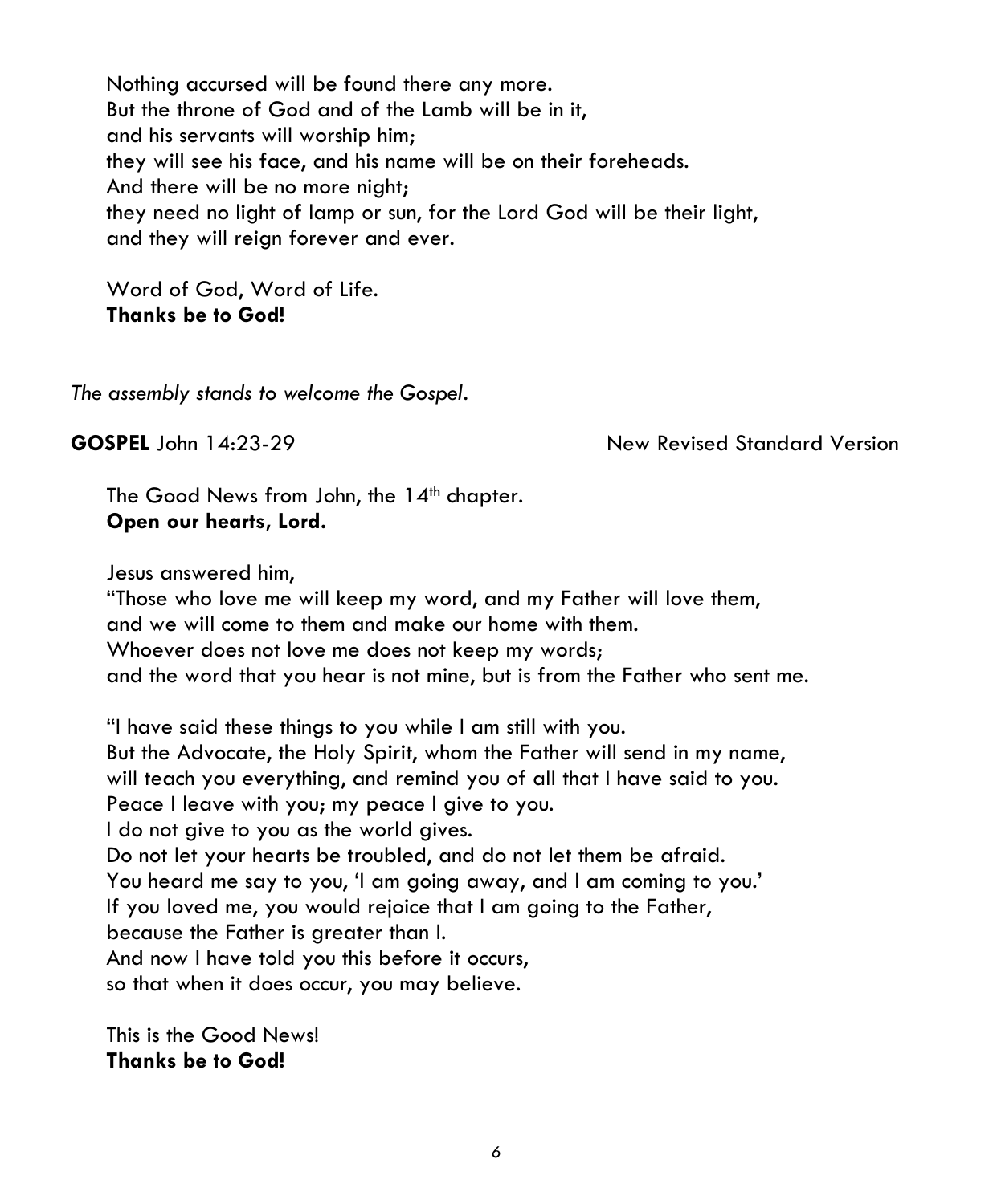Nothing accursed will be found there any more.
But the throne of God and of the Lamb will be in it,
and his servants will worship him;
they will see his face, and his name will be on their foreheads.
And there will be no more night;
they need no light of lamp or sun, for the Lord God will be their light,
and they will reign forever and ever.

Word of God, Word of Life.
**Thanks be to God!**

*The assembly stands to welcome the Gospel.*

**GOSPEL** John 14:23-29 New Revised Standard Version

The Good News from John, the 14th chapter.
**Open our hearts, Lord.**

Jesus answered him,
"Those who love me will keep my word, and my Father will love them,
and we will come to them and make our home with them.
Whoever does not love me does not keep my words;
and the word that you hear is not mine, but is from the Father who sent me.

"I have said these things to you while I am still with you.
But the Advocate, the Holy Spirit, whom the Father will send in my name,
will teach you everything, and remind you of all that I have said to you.
Peace I leave with you; my peace I give to you.
I do not give to you as the world gives.
Do not let your hearts be troubled, and do not let them be afraid.
You heard me say to you, 'I am going away, and I am coming to you.'
If you loved me, you would rejoice that I am going to the Father,
because the Father is greater than I.
And now I have told you this before it occurs,
so that when it does occur, you may believe.

This is the Good News!
**Thanks be to God!**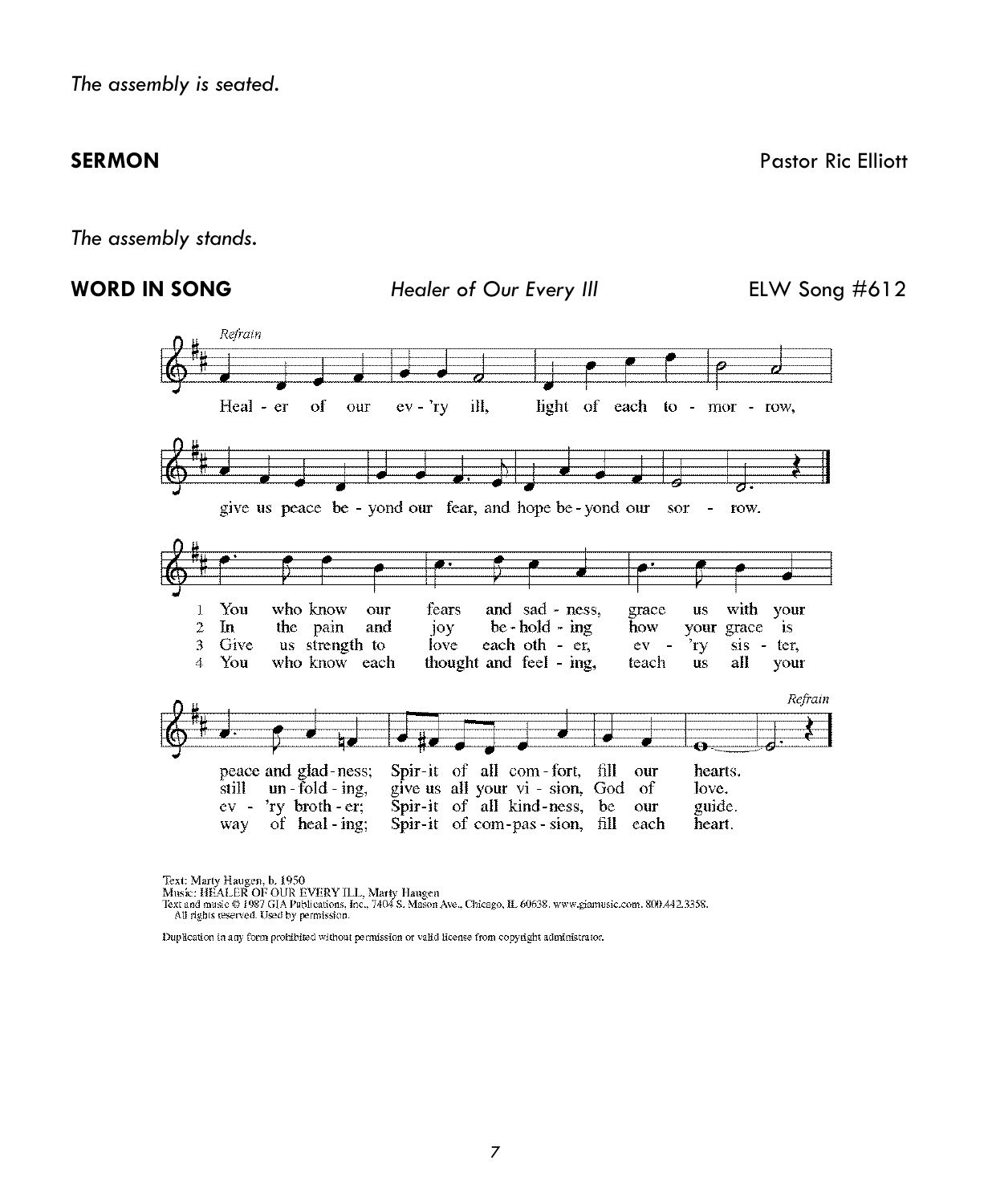*The assembly is seated.*

**SERMON** Pastor Ric Elliott

*The assembly stands.*

**WORD IN SONG** *Healer of Our Every Ill* ELW Song #612

*Refrain*

Heal - er of our ev - 'ry ill, light of each to - mor - row,
give us peace be - yond our fear, and hope be - yond our sor - row.

1 You who know our fears and sad - ness, grace us with your peace and glad - ness; Spir - it of all com - fort, fill our hearts.

2 In the pain and joy be - hold - ing how your grace is still un - fold - ing, give us all your vi - sion, God of love.

3 Give us strength to love each oth - er, ev - 'ry sis - ter, ev - 'ry broth - er; Spir - it of all kind - ness, be our guide.

4 You who know each thought and feel - ing, teach us all your way of heal - ing; Spir - it of com - pas - sion, fill each heart.

*Refrain*

Text: Marty Haugen, b. 1950
Music: HEALER OF OUR EVERY ILL, Marty Haugen
Text and music © 1987 GIA Publications, Inc., 7404 S. Mason Ave., Chicago, IL 60638. www.giamusic.com. 800.442.3358.
All rights reserved. Used by permission.

Duplication in any form prohibited without permission or valid license from copyright administrator.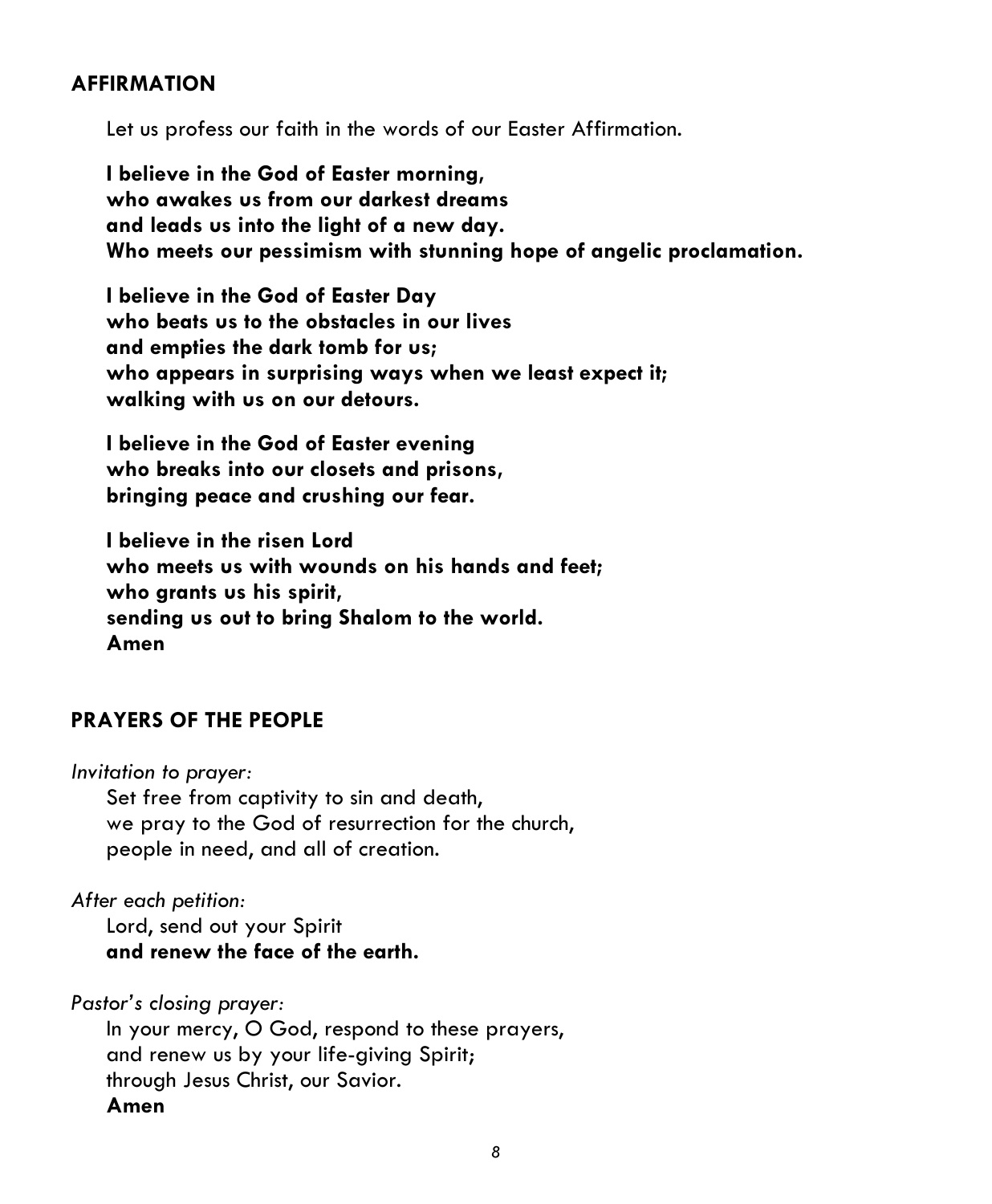## AFFIRMATION

Let us profess our faith in the words of our Easter Affirmation.

**I believe in the God of Easter morning,**
**who awakes us from our darkest dreams**
**and leads us into the light of a new day.**
**Who meets our pessimism with stunning hope of angelic proclamation.**

**I believe in the God of Easter Day**
**who beats us to the obstacles in our lives**
**and empties the dark tomb for us;**
**who appears in surprising ways when we least expect it;**
**walking with us on our detours.**

**I believe in the God of Easter evening**
**who breaks into our closets and prisons,**
**bringing peace and crushing our fear.**

**I believe in the risen Lord**
**who meets us with wounds on his hands and feet;**
**who grants us his spirit,**
**sending us out to bring Shalom to the world.**
**Amen**

## PRAYERS OF THE PEOPLE

*Invitation to prayer:*

Set free from captivity to sin and death,
we pray to the God of resurrection for the church,
people in need, and all of creation.

*After each petition:*

Lord, send out your Spirit
**and renew the face of the earth.**

*Pastor's closing prayer:*

In your mercy, O God, respond to these prayers,
and renew us by your life-giving Spirit;
through Jesus Christ, our Savior.
**Amen**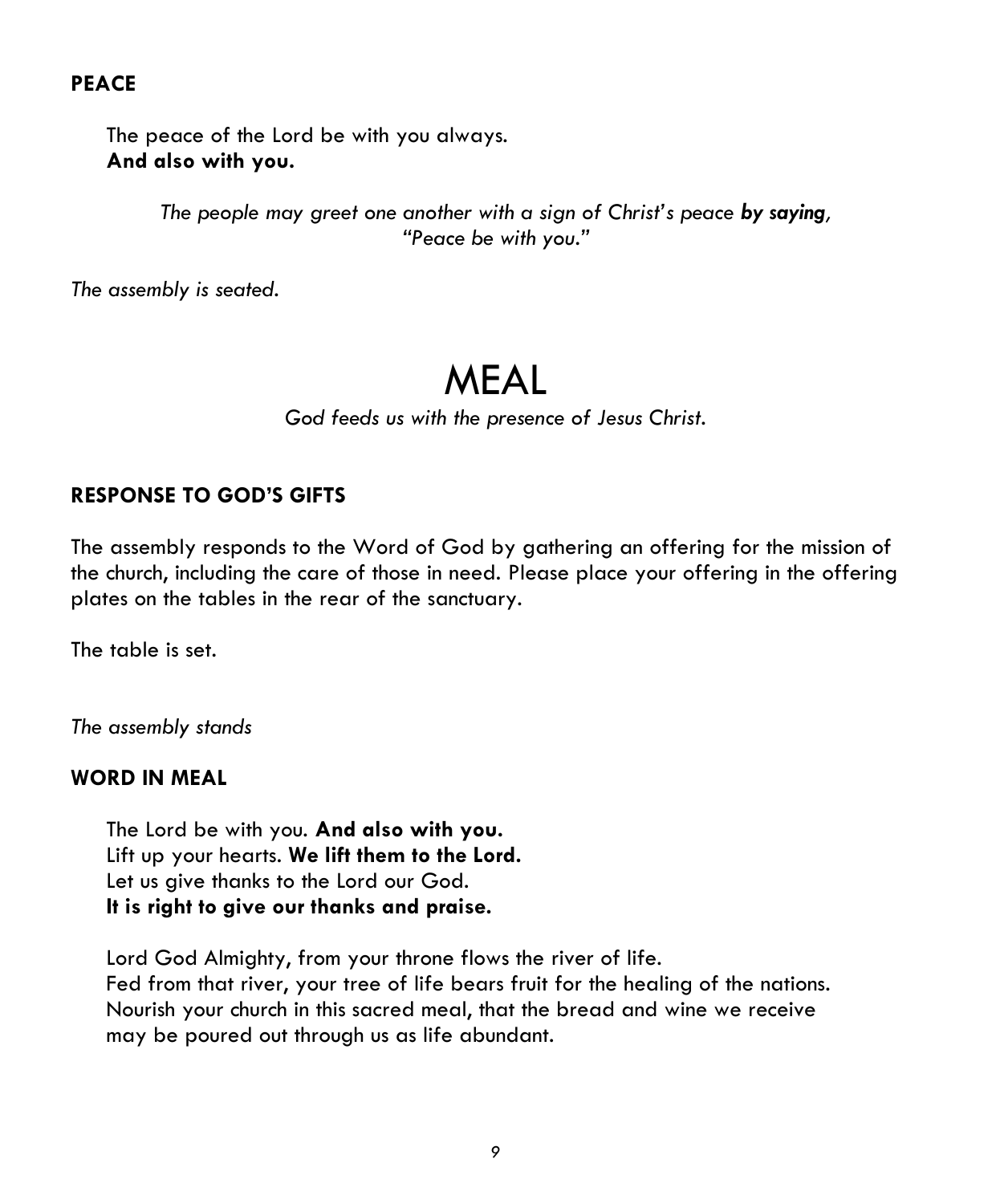**PEACE**

The peace of the Lord be with you always.
**And also with you.**

*The people may greet one another with a sign of Christ's peace **by saying**, "Peace be with you."*

*The assembly is seated.*

# MEAL

*God feeds us with the presence of Jesus Christ.*

**RESPONSE TO GOD'S GIFTS**

The assembly responds to the Word of God by gathering an offering for the mission of the church, including the care of those in need. Please place your offering in the offering plates on the tables in the rear of the sanctuary.

The table is set.

*The assembly stands*

**WORD IN MEAL**

The Lord be with you. **And also with you.**
Lift up your hearts. **We lift them to the Lord.**
Let us give thanks to the Lord our God.
**It is right to give our thanks and praise.**

Lord God Almighty, from your throne flows the river of life.
Fed from that river, your tree of life bears fruit for the healing of the nations.
Nourish your church in this sacred meal, that the bread and wine we receive
may be poured out through us as life abundant.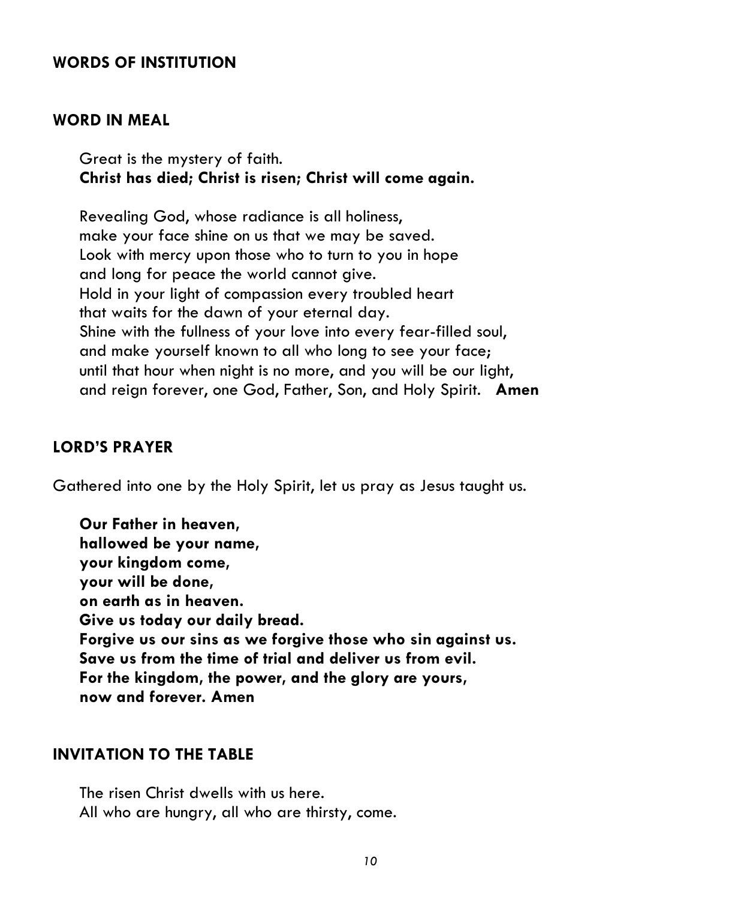## WORDS OF INSTITUTION

## WORD IN MEAL

Great is the mystery of faith.
**Christ has died; Christ is risen; Christ will come again.**

Revealing God, whose radiance is all holiness,
make your face shine on us that we may be saved.
Look with mercy upon those who to turn to you in hope
and long for peace the world cannot give.
Hold in your light of compassion every troubled heart
that waits for the dawn of your eternal day.
Shine with the fullness of your love into every fear-filled soul,
and make yourself known to all who long to see your face;
until that hour when night is no more, and you will be our light,
and reign forever, one God, Father, Son, and Holy Spirit. **Amen**

## LORD'S PRAYER

Gathered into one by the Holy Spirit, let us pray as Jesus taught us.

**Our Father in heaven,**
**hallowed be your name,**
**your kingdom come,**
**your will be done,**
**on earth as in heaven.**
**Give us today our daily bread.**
**Forgive us our sins as we forgive those who sin against us.**
**Save us from the time of trial and deliver us from evil.**
**For the kingdom, the power, and the glory are yours,**
**now and forever. Amen**

## INVITATION TO THE TABLE

The risen Christ dwells with us here.
All who are hungry, all who are thirsty, come.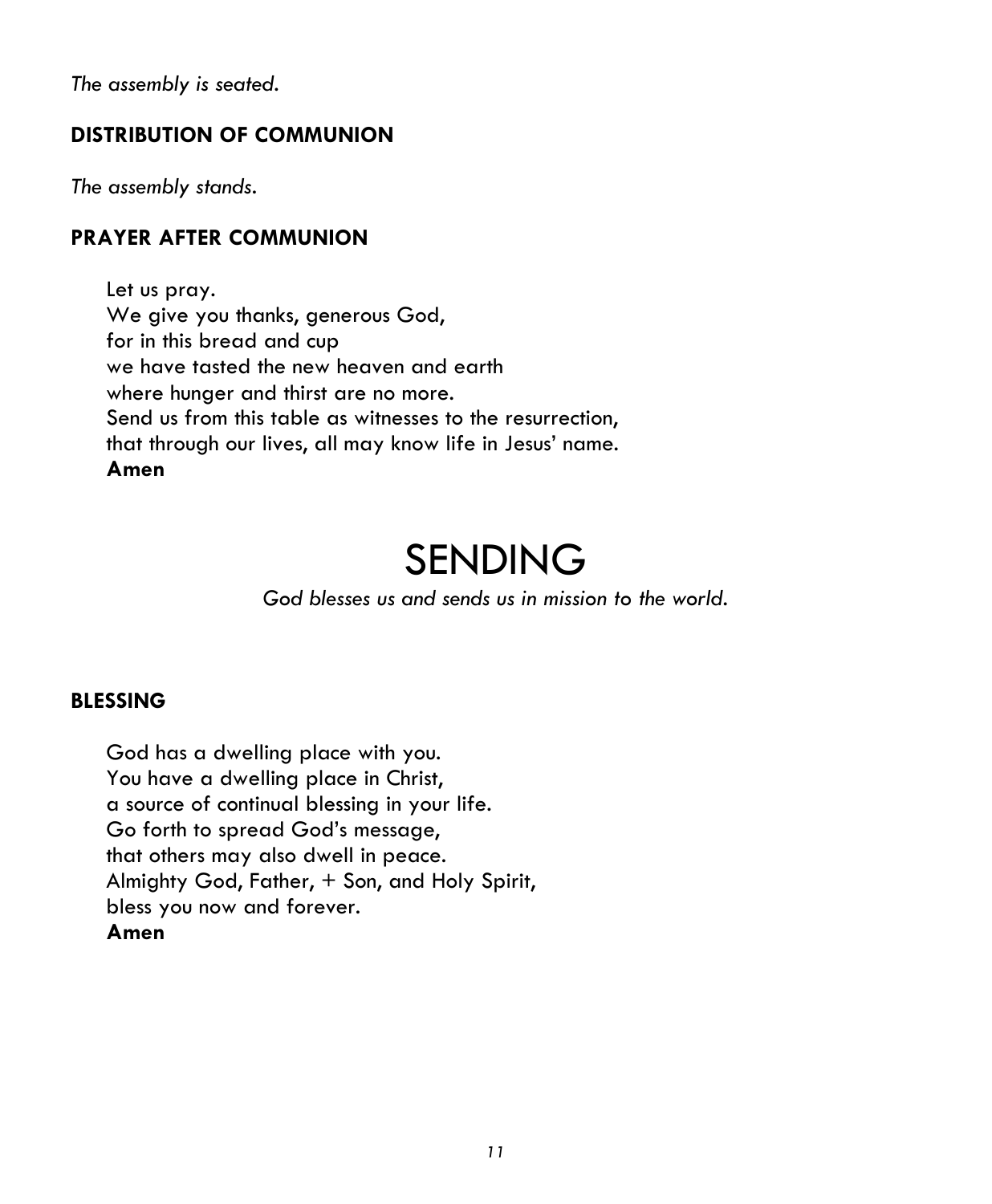*The assembly is seated.*

## DISTRIBUTION OF COMMUNION

*The assembly stands.*

## PRAYER AFTER COMMUNION

Let us pray.
We give you thanks, generous God,
for in this bread and cup
we have tasted the new heaven and earth
where hunger and thirst are no more.
Send us from this table as witnesses to the resurrection,
that through our lives, all may know life in Jesus' name.
**Amen**

# SENDING

*God blesses us and sends us in mission to the world.*

## BLESSING

God has a dwelling place with you.
You have a dwelling place in Christ,
a source of continual blessing in your life.
Go forth to spread God's message,
that others may also dwell in peace.
Almighty God, Father, + Son, and Holy Spirit,
bless you now and forever.
**Amen**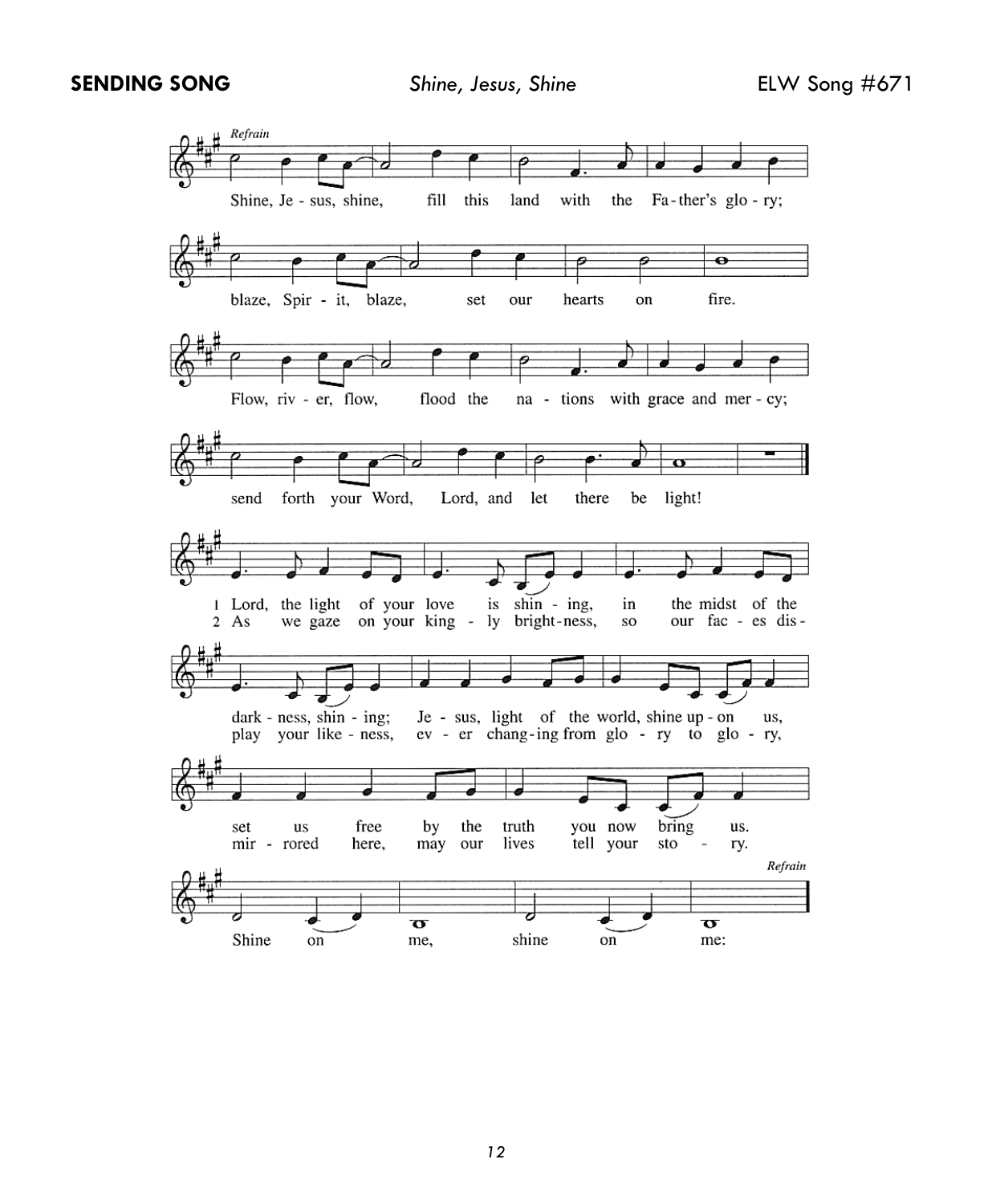**SENDING SONG** *Shine, Jesus, Shine* ELW Song #671

*Refrain*

Shine, Jesus, shine, fill this land with the Father's glory;
blaze, Spirit, blaze, set our hearts on fire.
Flow, river, flow, flood the nations with grace and mercy;
send forth your Word, Lord, and let there be light!

1 Lord, the light of your love is shining, in the midst of the darkness, shining; Jesus, light of the world, shine upon us, set us free by the truth you now bring us. Shine on me, shine on me: *Refrain*

2 As we gaze on your kingly brightness, so our faces display your likeness, ever changing from glory to glory, mirrored here, may our lives tell your story. Shine on me, shine on me: *Refrain*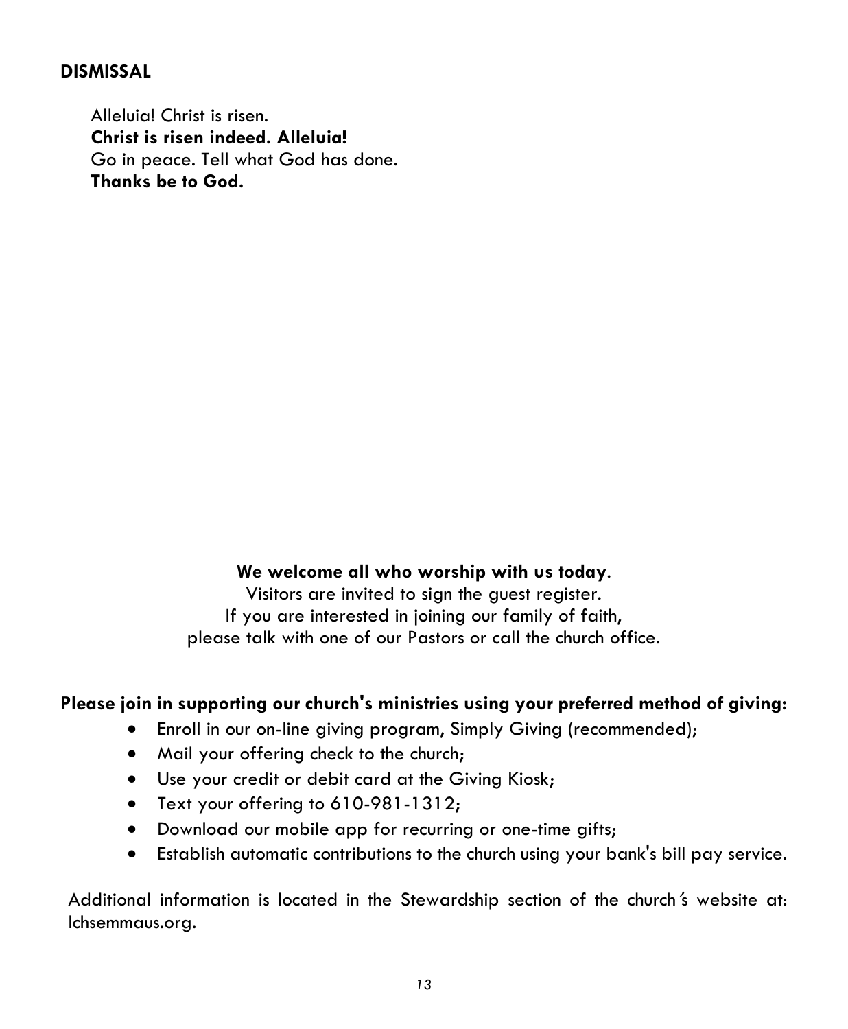## DISMISSAL

Alleluia! Christ is risen.
**Christ is risen indeed. Alleluia!**
Go in peace. Tell what God has done.
**Thanks be to God.**

**We welcome all who worship with us today**.
Visitors are invited to sign the guest register.
If you are interested in joining our family of faith,
please talk with one of our Pastors or call the church office.

**Please join in supporting our church's ministries using your preferred method of giving:**

- Enroll in our on-line giving program, Simply Giving (recommended);
- Mail your offering check to the church;
- Use your credit or debit card at the Giving Kiosk;
- Text your offering to 610-981-1312;
- Download our mobile app for recurring or one-time gifts;
- Establish automatic contributions to the church using your bank's bill pay service.

Additional information is located in the Stewardship section of the church's website at: lchsemmaus.org.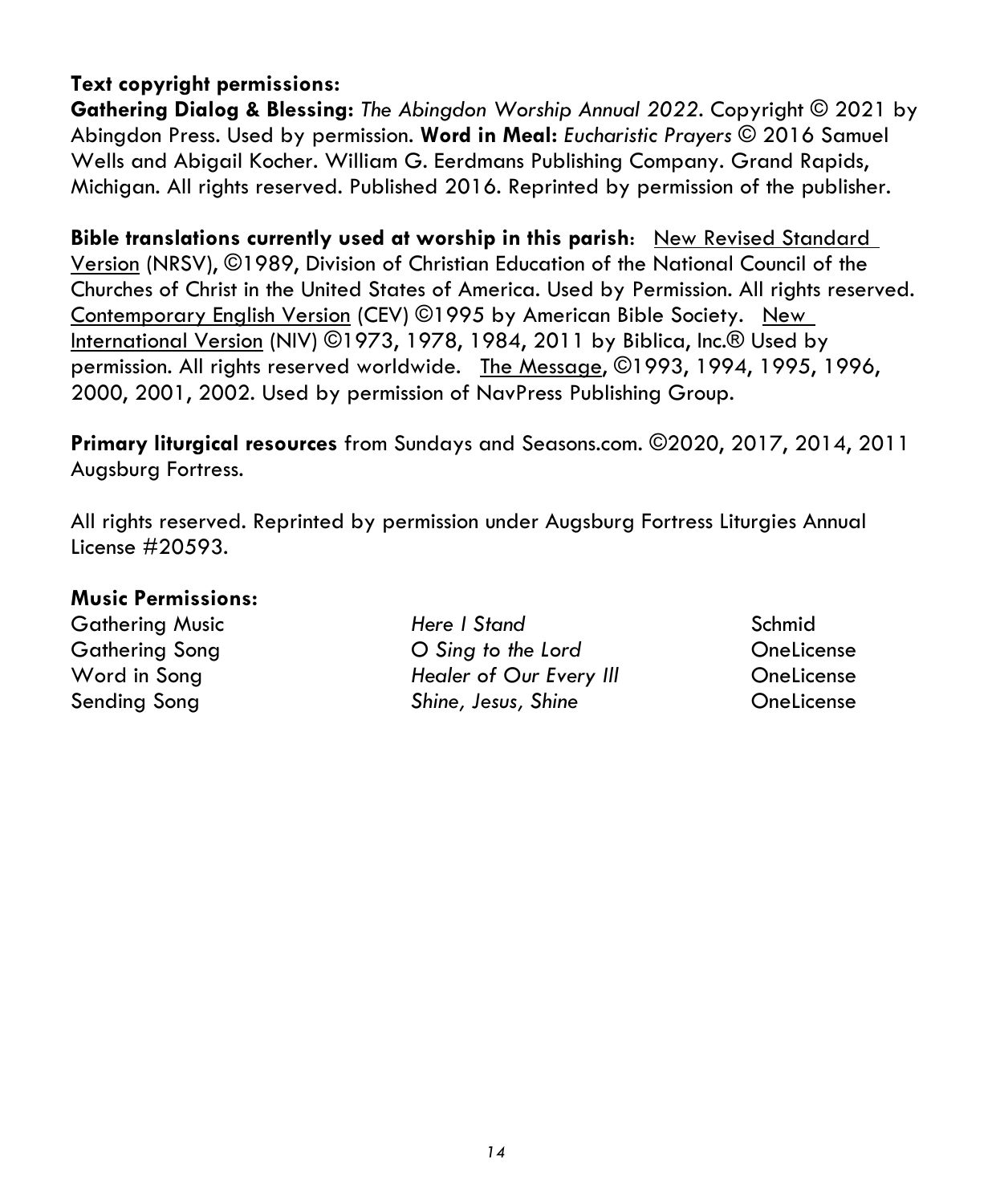**Text copyright permissions:**
**Gathering Dialog & Blessing:** *The Abingdon Worship Annual 2022*. Copyright © 2021 by Abingdon Press. Used by permission. **Word in Meal:** *Eucharistic Prayers* © 2016 Samuel Wells and Abigail Kocher. William G. Eerdmans Publishing Company. Grand Rapids, Michigan. All rights reserved. Published 2016. Reprinted by permission of the publisher.

**Bible translations currently used at worship in this parish**: New Revised Standard Version (NRSV), ©1989, Division of Christian Education of the National Council of the Churches of Christ in the United States of America. Used by Permission. All rights reserved. Contemporary English Version (CEV) ©1995 by American Bible Society. New International Version (NIV) ©1973, 1978, 1984, 2011 by Biblica, Inc.® Used by permission. All rights reserved worldwide. The Message, ©1993, 1994, 1995, 1996, 2000, 2001, 2002. Used by permission of NavPress Publishing Group.

**Primary liturgical resources** from Sundays and Seasons.com. ©2020, 2017, 2014, 2011 Augsburg Fortress.

All rights reserved. Reprinted by permission under Augsburg Fortress Liturgies Annual License #20593.

**Music Permissions:**

| | | |
|---|---|---|
| Gathering Music | *Here I Stand* | Schmid |
| Gathering Song | *O Sing to the Lord* | OneLicense |
| Word in Song | *Healer of Our Every Ill* | OneLicense |
| Sending Song | *Shine, Jesus, Shine* | OneLicense |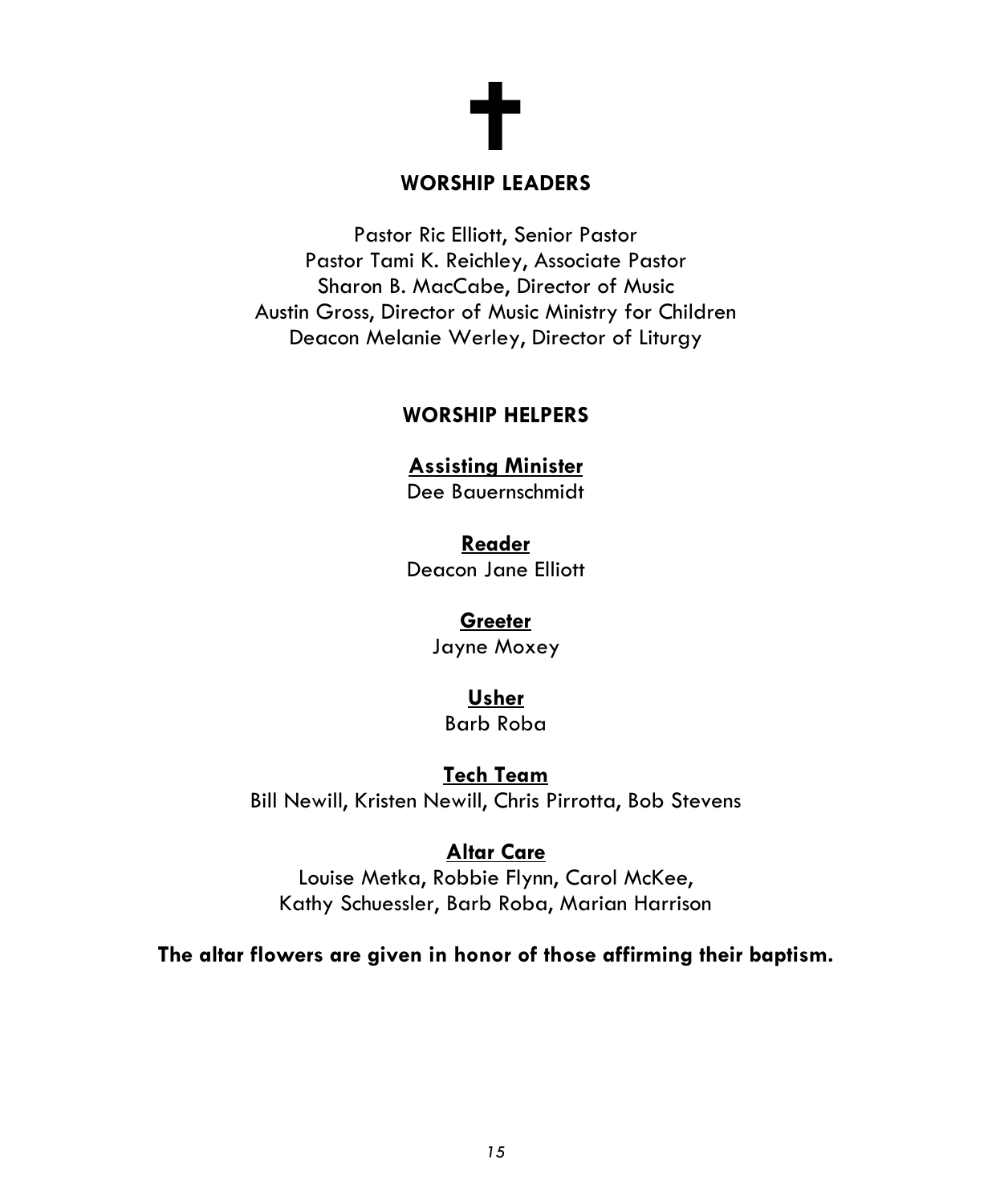✝

## WORSHIP LEADERS

Pastor Ric Elliott, Senior Pastor
Pastor Tami K. Reichley, Associate Pastor
Sharon B. MacCabe, Director of Music
Austin Gross, Director of Music Ministry for Children
Deacon Melanie Werley, Director of Liturgy

## WORSHIP HELPERS

**Assisting Minister**
Dee Bauernschmidt

**Reader**
Deacon Jane Elliott

**Greeter**
Jayne Moxey

**Usher**
Barb Roba

**Tech Team**
Bill Newill, Kristen Newill, Chris Pirrotta, Bob Stevens

**Altar Care**
Louise Metka, Robbie Flynn, Carol McKee,
Kathy Schuessler, Barb Roba, Marian Harrison

**The altar flowers are given in honor of those affirming their baptism.**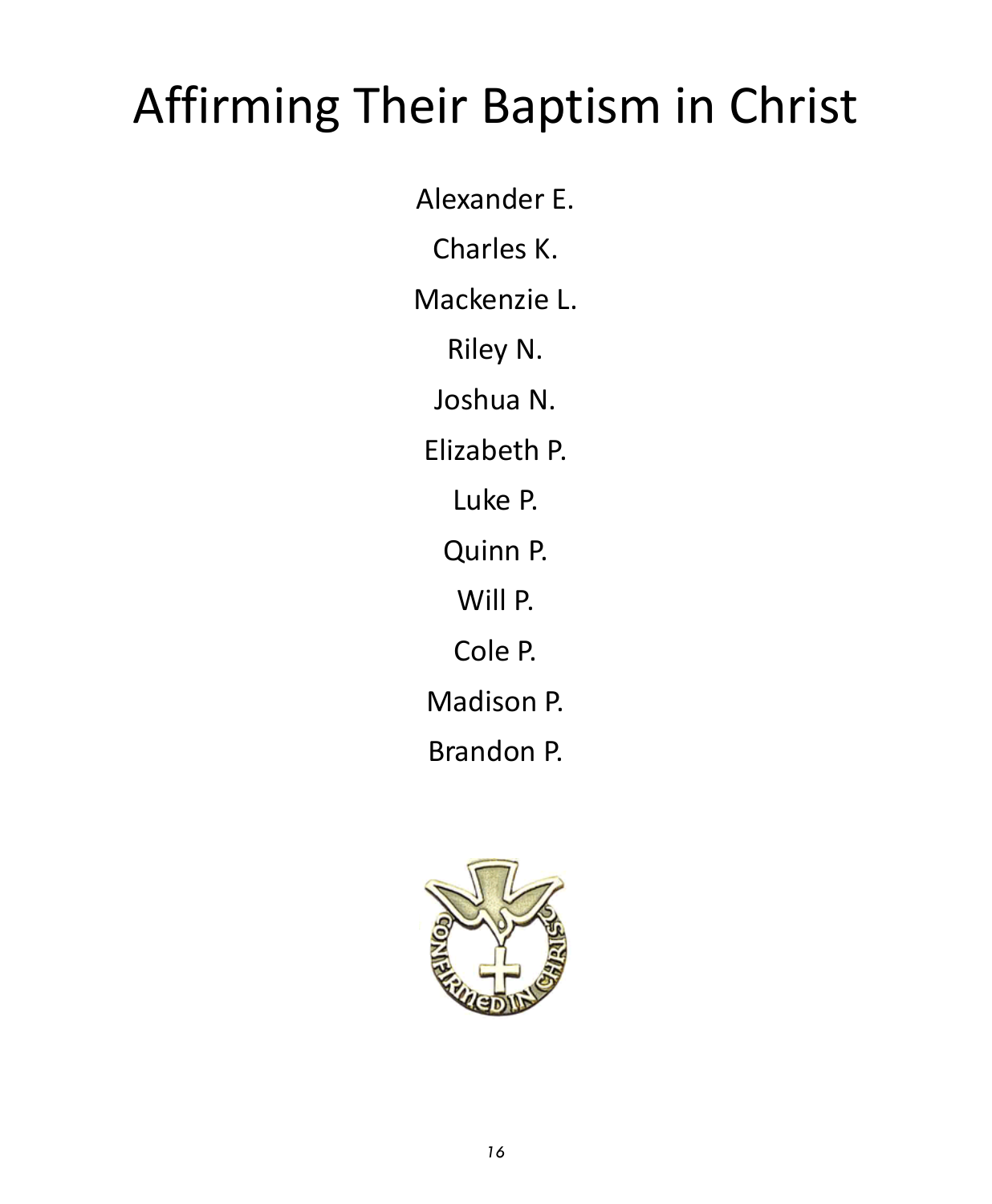# Affirming Their Baptism in Christ

Alexander E.

Charles K.

Mackenzie L.

Riley N.

Joshua N.

Elizabeth P.

Luke P.

Quinn P.

Will P.

Cole P.

Madison P.

Brandon P.